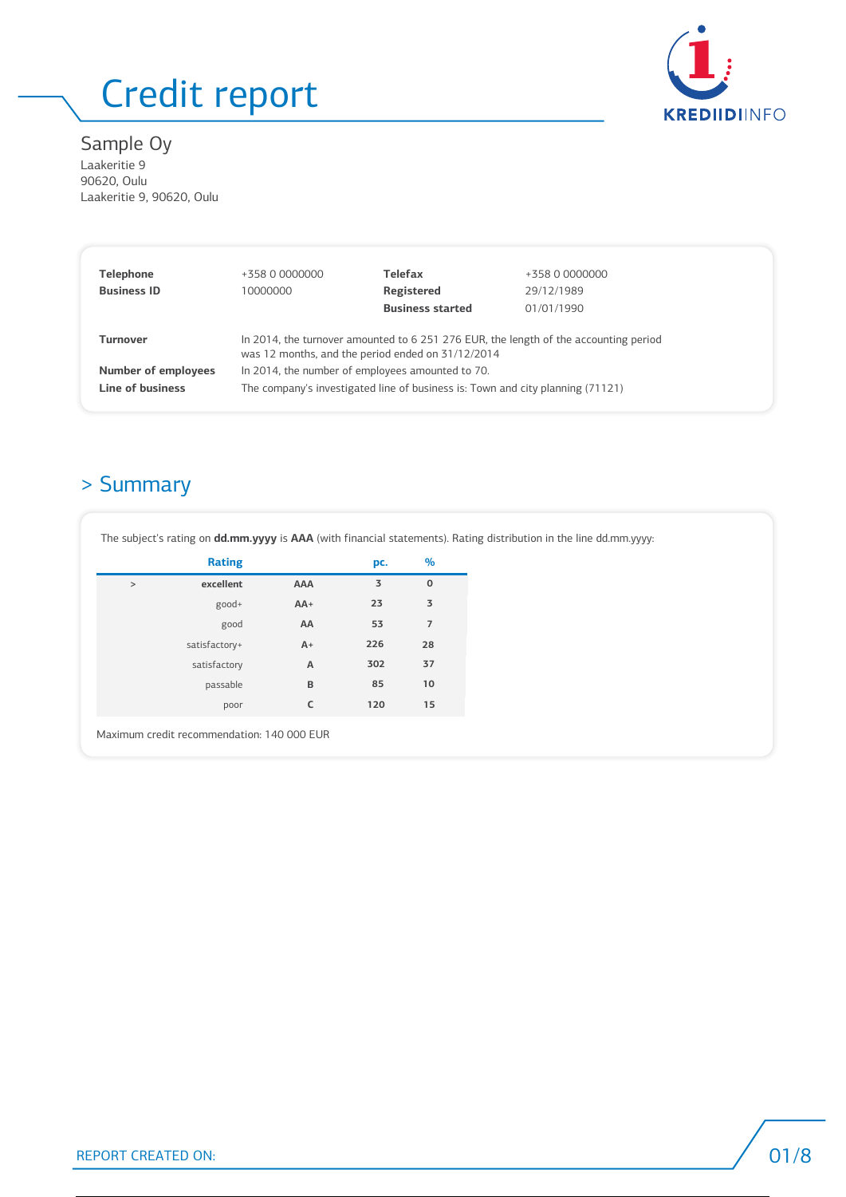# Credit report

KREDIIDIINFO

## Sample Oy

Laakeritie 9
90620, Oulu
Laakeritie 9, 90620, Oulu

| | | | |
|---|---|---|---|
| **Telephone** | +358 0 0000000 | **Telefax** | +358 0 0000000 |
| **Business ID** | 10000000 | **Registered** | 29/12/1989 |
| | | **Business started** | 01/01/1990 |

**Turnover** In 2014, the turnover amounted to 6 251 276 EUR, the length of the accounting period was 12 months, and the period ended on 31/12/2014

**Number of employees** In 2014, the number of employees amounted to 70.

**Line of business** The company's investigated line of business is: Town and city planning (71121)

## > Summary

The subject's rating on **dd.mm.yyyy** is **AAA** (with financial statements). Rating distribution in the line dd.mm.yyyy:

| | Rating | | pc. | % |
|---|---|---|---|---|
| > | **excellent** | **AAA** | 3 | 0 |
| | good+ | AA+ | 23 | 3 |
| | good | AA | 53 | 7 |
| | satisfactory+ | A+ | 226 | 28 |
| | satisfactory | A | 302 | 37 |
| | passable | B | 85 | 10 |
| | poor | C | 120 | 15 |

Maximum credit recommendation: 140 000 EUR

REPORT CREATED ON: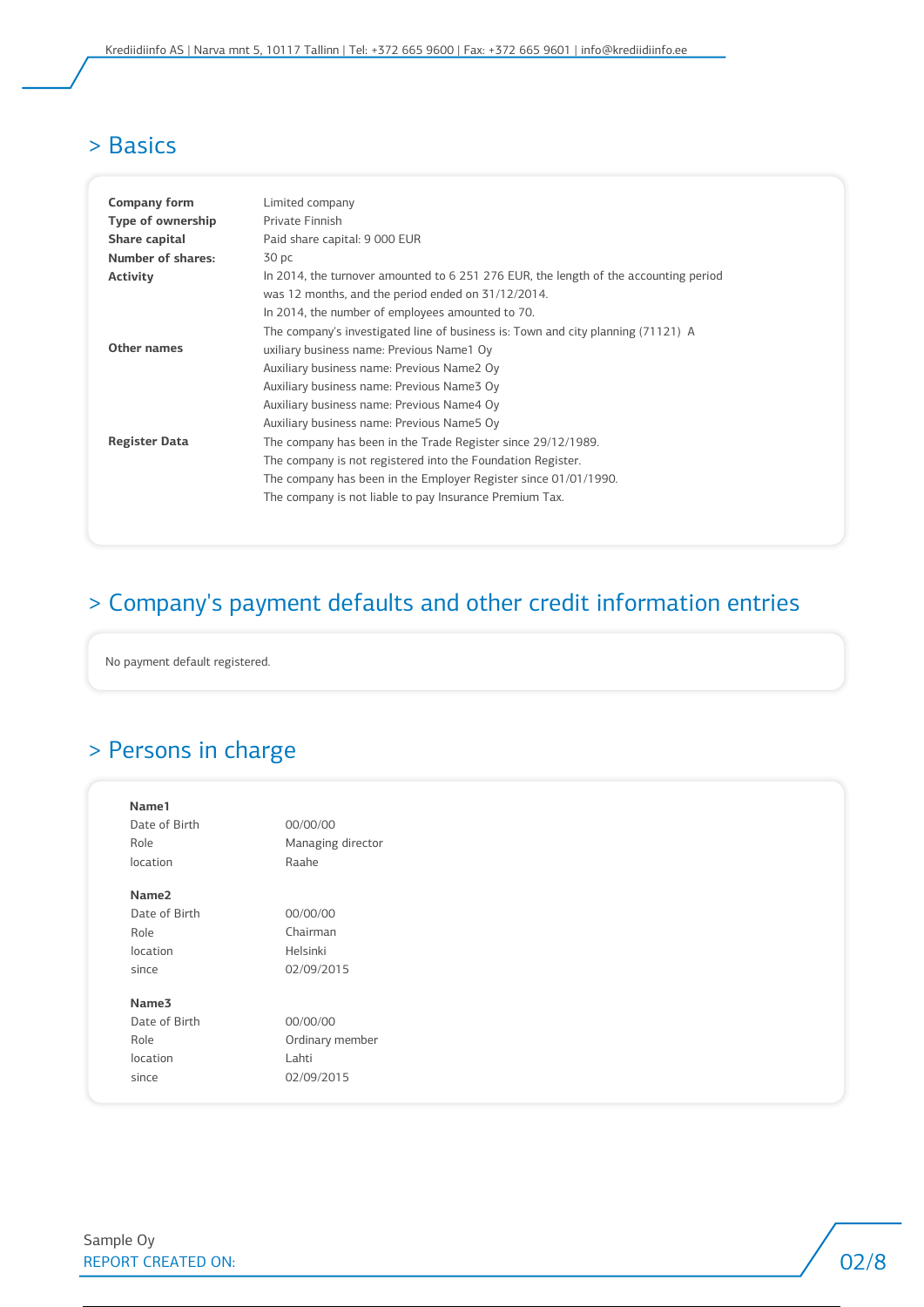## > Basics

| | |
|---|---|
| **Company form** | Limited company |
| **Type of ownership** | Private Finnish |
| **Share capital** | Paid share capital: 9 000 EUR |
| **Number of shares:** | 30 pc |
| **Activity** | In 2014, the turnover amounted to 6 251 276 EUR, the length of the accounting period was 12 months, and the period ended on 31/12/2014.<br>In 2014, the number of employees amounted to 70.<br>The company's investigated line of business is: Town and city planning (71121) A |
| **Other names** | uxiliary business name: Previous Name1 Oy<br>Auxiliary business name: Previous Name2 Oy<br>Auxiliary business name: Previous Name3 Oy<br>Auxiliary business name: Previous Name4 Oy<br>Auxiliary business name: Previous Name5 Oy |
| **Register Data** | The company has been in the Trade Register since 29/12/1989.<br>The company is not registered into the Foundation Register.<br>The company has been in the Employer Register since 01/01/1990.<br>The company is not liable to pay Insurance Premium Tax. |

## > Company's payment defaults and other credit information entries

No payment default registered.

## > Persons in charge

**Name1**

| | |
|---|---|
| Date of Birth | 00/00/00 |
| Role | Managing director |
| location | Raahe |

**Name2**

| | |
|---|---|
| Date of Birth | 00/00/00 |
| Role | Chairman |
| location | Helsinki |
| since | 02/09/2015 |

**Name3**

| | |
|---|---|
| Date of Birth | 00/00/00 |
| Role | Ordinary member |
| location | Lahti |
| since | 02/09/2015 |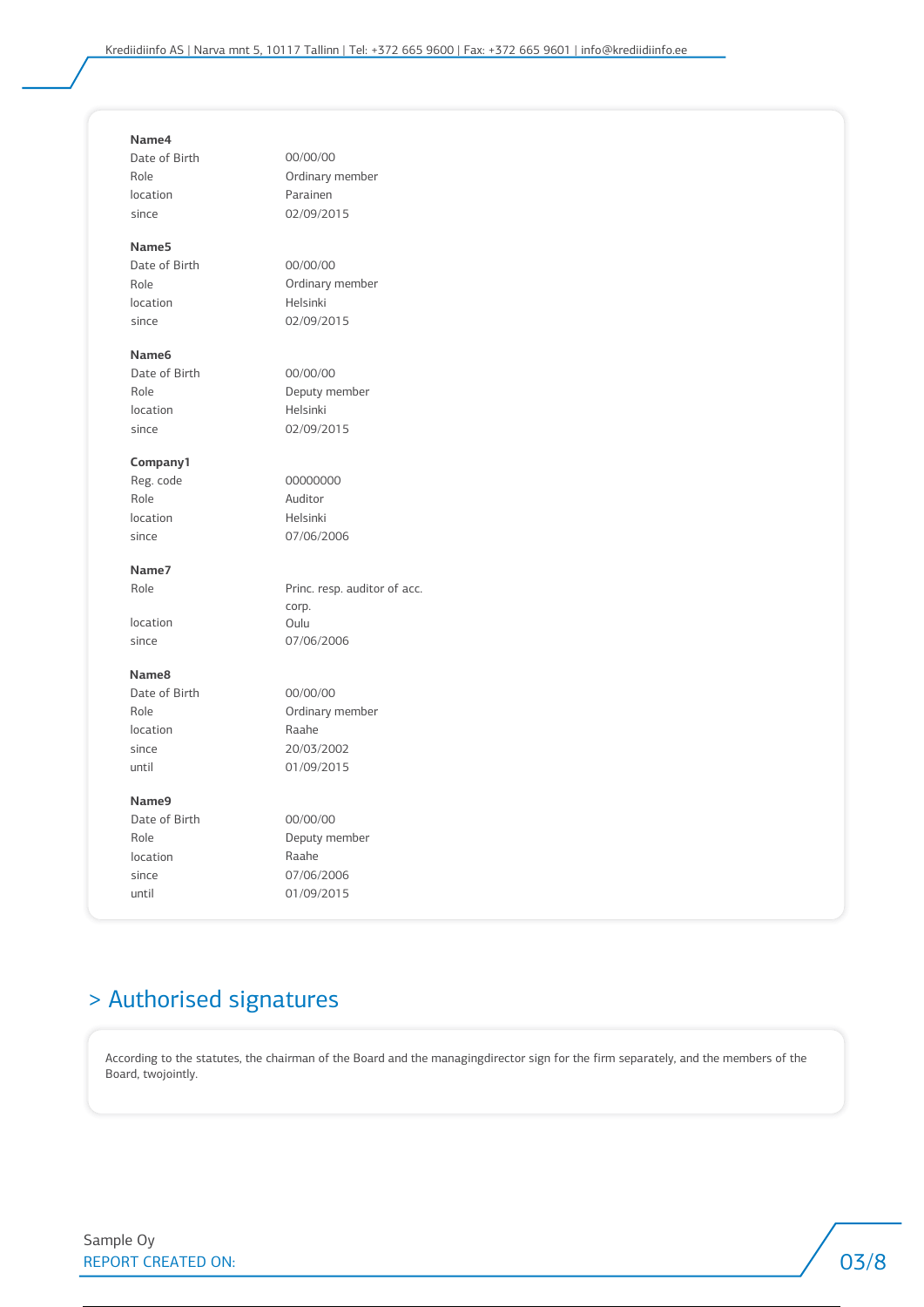**Name4**

| | |
|---|---|
| Date of Birth | 00/00/00 |
| Role | Ordinary member |
| location | Parainen |
| since | 02/09/2015 |

**Name5**

| | |
|---|---|
| Date of Birth | 00/00/00 |
| Role | Ordinary member |
| location | Helsinki |
| since | 02/09/2015 |

**Name6**

| | |
|---|---|
| Date of Birth | 00/00/00 |
| Role | Deputy member |
| location | Helsinki |
| since | 02/09/2015 |

**Company1**

| | |
|---|---|
| Reg. code | 00000000 |
| Role | Auditor |
| location | Helsinki |
| since | 07/06/2006 |

**Name7**

| | |
|---|---|
| Role | Princ. resp. auditor of acc. corp. |
| location | Oulu |
| since | 07/06/2006 |

**Name8**

| | |
|---|---|
| Date of Birth | 00/00/00 |
| Role | Ordinary member |
| location | Raahe |
| since | 20/03/2002 |
| until | 01/09/2015 |

**Name9**

| | |
|---|---|
| Date of Birth | 00/00/00 |
| Role | Deputy member |
| location | Raahe |
| since | 07/06/2006 |
| until | 01/09/2015 |

## > Authorised signatures

According to the statutes, the chairman of the Board and the managingdirector sign for the firm separately, and the members of the Board, twojointly.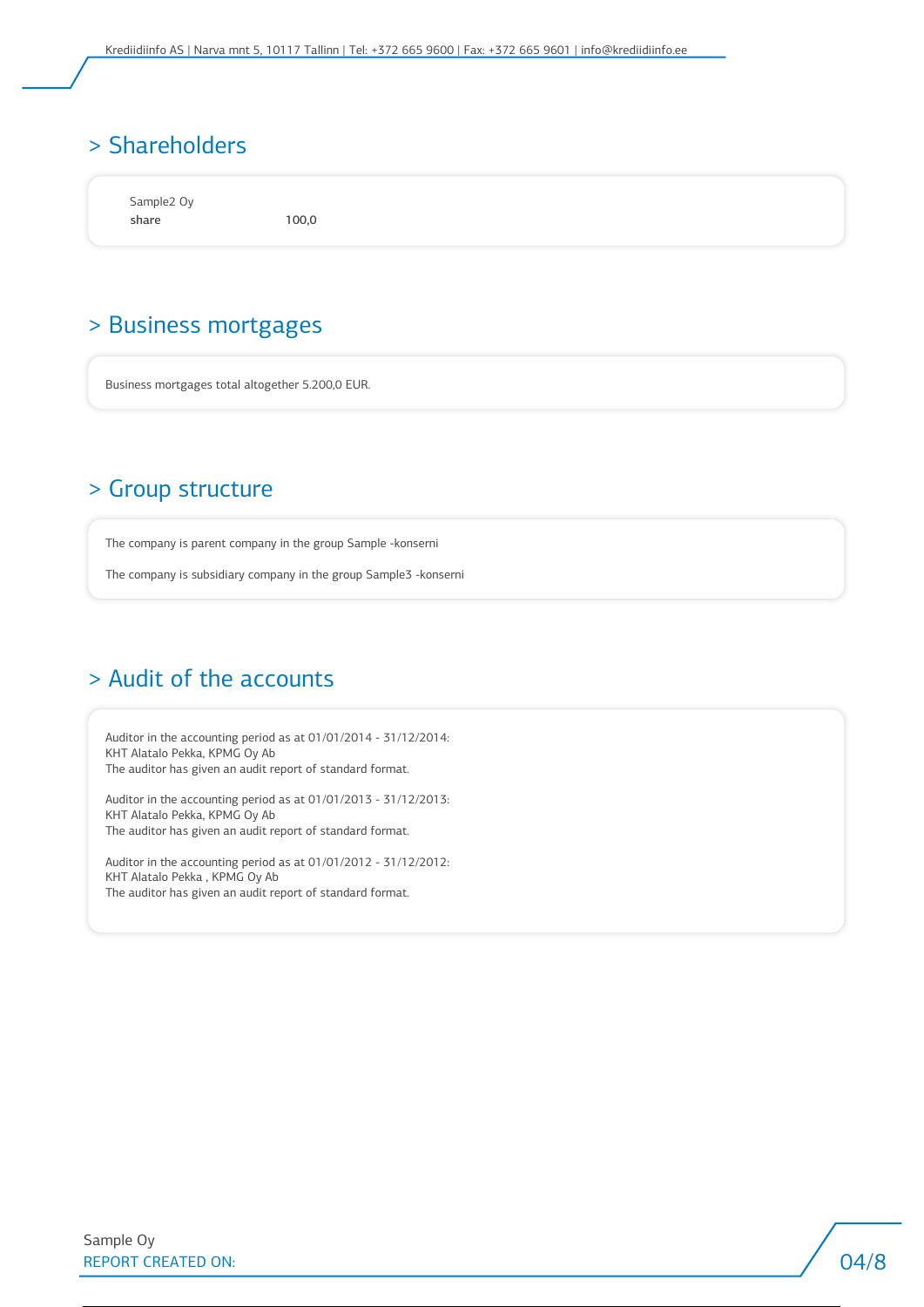## > Shareholders

Sample2 Oy

| share | 100,0 |
|---|---|

## > Business mortgages

Business mortgages total altogether 5.200,0 EUR.

## > Group structure

The company is parent company in the group Sample -konserni

The company is subsidiary company in the group Sample3 -konserni

## > Audit of the accounts

Auditor in the accounting period as at 01/01/2014 - 31/12/2014:
KHT Alatalo Pekka, KPMG Oy Ab
The auditor has given an audit report of standard format.

Auditor in the accounting period as at 01/01/2013 - 31/12/2013:
KHT Alatalo Pekka, KPMG Oy Ab
The auditor has given an audit report of standard format.

Auditor in the accounting period as at 01/01/2012 - 31/12/2012:
KHT Alatalo Pekka , KPMG Oy Ab
The auditor has given an audit report of standard format.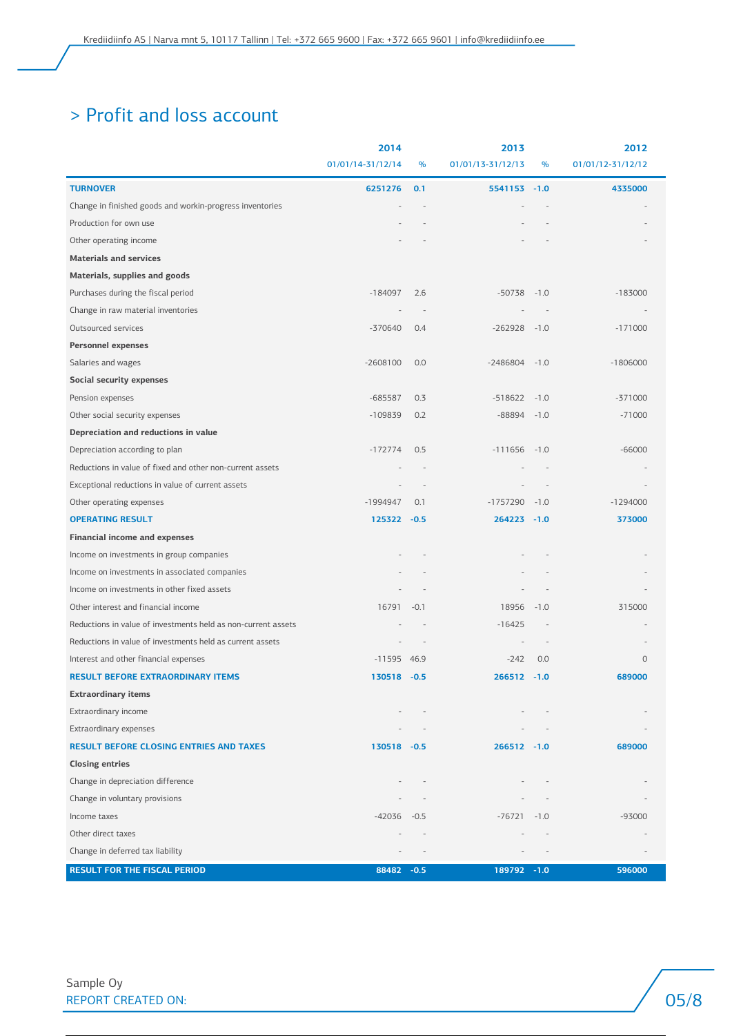## > Profit and loss account

| | 2014 | | 2013 | | 2012 |
|---|---|---|---|---|---|
| | 01/01/14-31/12/14 | % | 01/01/13-31/12/13 | % | 01/01/12-31/12/12 |
| **TURNOVER** | **6251276** | **0.1** | **5541153** | **-1.0** | **4335000** |
| Change in finished goods and workin-progress inventories | - | - | - | - | - |
| Production for own use | - | - | - | - | - |
| Other operating income | - | - | - | - | - |
| **Materials and services** | | | | | |
| **Materials, supplies and goods** | | | | | |
| Purchases during the fiscal period | -184097 | 2.6 | -50738 | -1.0 | -183000 |
| Change in raw material inventories | - | - | - | - | - |
| Outsourced services | -370640 | 0.4 | -262928 | -1.0 | -171000 |
| **Personnel expenses** | | | | | |
| Salaries and wages | -2608100 | 0.0 | -2486804 | -1.0 | -1806000 |
| **Social security expenses** | | | | | |
| Pension expenses | -685587 | 0.3 | -518622 | -1.0 | -371000 |
| Other social security expenses | -109839 | 0.2 | -88894 | -1.0 | -71000 |
| **Depreciation and reductions in value** | | | | | |
| Depreciation according to plan | -172774 | 0.5 | -111656 | -1.0 | -66000 |
| Reductions in value of fixed and other non-current assets | - | - | - | - | - |
| Exceptional reductions in value of current assets | - | - | - | - | - |
| Other operating expenses | -1994947 | 0.1 | -1757290 | -1.0 | -1294000 |
| **OPERATING RESULT** | **125322** | **-0.5** | **264223** | **-1.0** | **373000** |
| **Financial income and expenses** | | | | | |
| Income on investments in group companies | - | - | - | - | - |
| Income on investments in associated companies | - | - | - | - | - |
| Income on investments in other fixed assets | - | - | - | - | - |
| Other interest and financial income | 16791 | -0.1 | 18956 | -1.0 | 315000 |
| Reductions in value of investments held as non-current assets | - | - | -16425 | - | - |
| Reductions in value of investments held as current assets | - | - | - | - | - |
| Interest and other financial expenses | -11595 | 46.9 | -242 | 0.0 | 0 |
| **RESULT BEFORE EXTRAORDINARY ITEMS** | **130518** | **-0.5** | **266512** | **-1.0** | **689000** |
| **Extraordinary items** | | | | | |
| Extraordinary income | - | - | - | - | - |
| Extraordinary expenses | - | - | - | - | - |
| **RESULT BEFORE CLOSING ENTRIES AND TAXES** | **130518** | **-0.5** | **266512** | **-1.0** | **689000** |
| **Closing entries** | | | | | |
| Change in depreciation difference | - | - | - | - | - |
| Change in voluntary provisions | - | - | - | - | - |
| Income taxes | -42036 | -0.5 | -76721 | -1.0 | -93000 |
| Other direct taxes | - | - | - | - | - |
| Change in deferred tax liability | - | - | - | - | - |
| **RESULT FOR THE FISCAL PERIOD** | **88482** | **-0.5** | **189792** | **-1.0** | **596000** |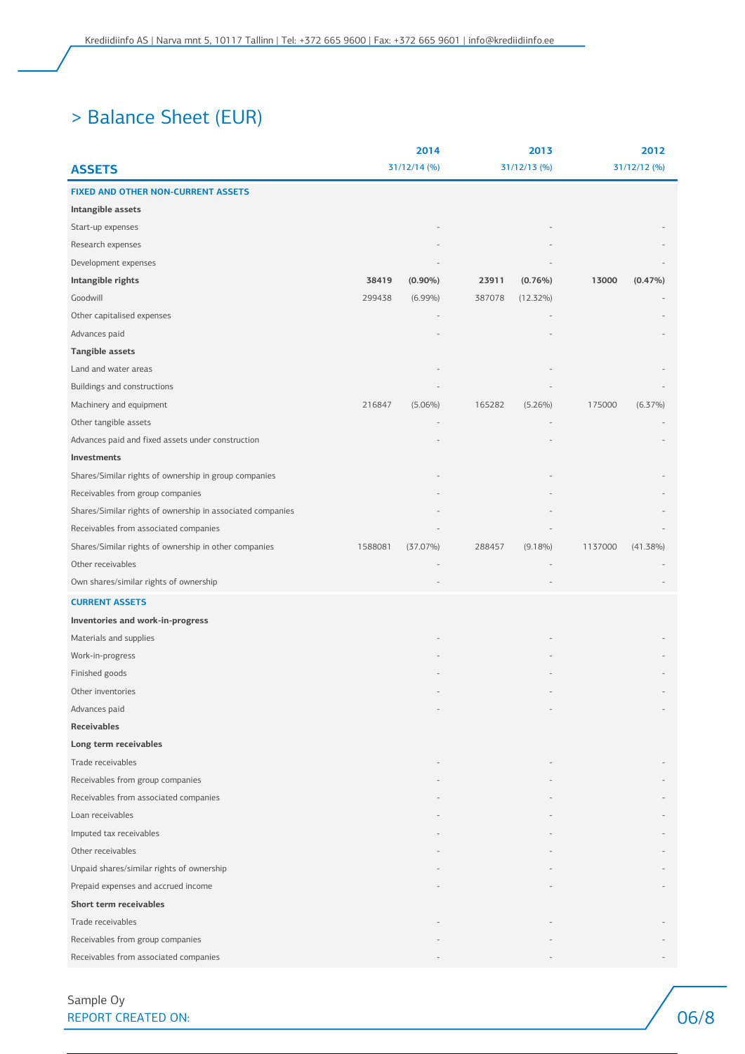# > Balance Sheet (EUR)

| ASSETS | 2014 | | 2013 | | 2012 | |
|---|---|---|---|---|---|---|
| | 31/12/14 | (%) | 31/12/13 | (%) | 31/12/12 | (%) |
| **FIXED AND OTHER NON-CURRENT ASSETS** | | | | | | |
| **Intangible assets** | | | | | | |
| Start-up expenses | | - | | - | | - |
| Research expenses | | - | | - | | - |
| Development expenses | | - | | - | | - |
| **Intangible rights** | **38419** | **(0.90%)** | **23911** | **(0.76%)** | **13000** | **(0.47%)** |
| Goodwill | 299438 | (6.99%) | 387078 | (12.32%) | | - |
| Other capitalised expenses | | - | | - | | - |
| Advances paid | | - | | - | | - |
| **Tangible assets** | | | | | | |
| Land and water areas | | - | | - | | - |
| Buildings and constructions | | - | | - | | - |
| Machinery and equipment | 216847 | (5.06%) | 165282 | (5.26%) | 175000 | (6.37%) |
| Other tangible assets | | - | | - | | - |
| Advances paid and fixed assets under construction | | - | | - | | - |
| **Investments** | | | | | | |
| Shares/Similar rights of ownership in group companies | | - | | - | | - |
| Receivables from group companies | | - | | - | | - |
| Shares/Similar rights of ownership in associated companies | | - | | - | | - |
| Receivables from associated companies | | - | | - | | - |
| Shares/Similar rights of ownership in other companies | 1588081 | (37.07%) | 288457 | (9.18%) | 1137000 | (41.38%) |
| Other receivables | | - | | - | | - |
| Own shares/similar rights of ownership | | - | | - | | - |
| **CURRENT ASSETS** | | | | | | |
| **Inventories and work-in-progress** | | | | | | |
| Materials and supplies | | - | | - | | - |
| Work-in-progress | | - | | - | | - |
| Finished goods | | - | | - | | - |
| Other inventories | | - | | - | | - |
| Advances paid | | - | | - | | - |
| **Receivables** | | | | | | |
| **Long term receivables** | | | | | | |
| Trade receivables | | - | | - | | - |
| Receivables from group companies | | - | | - | | - |
| Receivables from associated companies | | - | | - | | - |
| Loan receivables | | - | | - | | - |
| Imputed tax receivables | | - | | - | | - |
| Other receivables | | - | | - | | - |
| Unpaid shares/similar rights of ownership | | - | | - | | - |
| Prepaid expenses and accrued income | | - | | - | | - |
| **Short term receivables** | | | | | | |
| Trade receivables | | - | | - | | - |
| Receivables from group companies | | - | | - | | - |
| Receivables from associated companies | | - | | - | | - |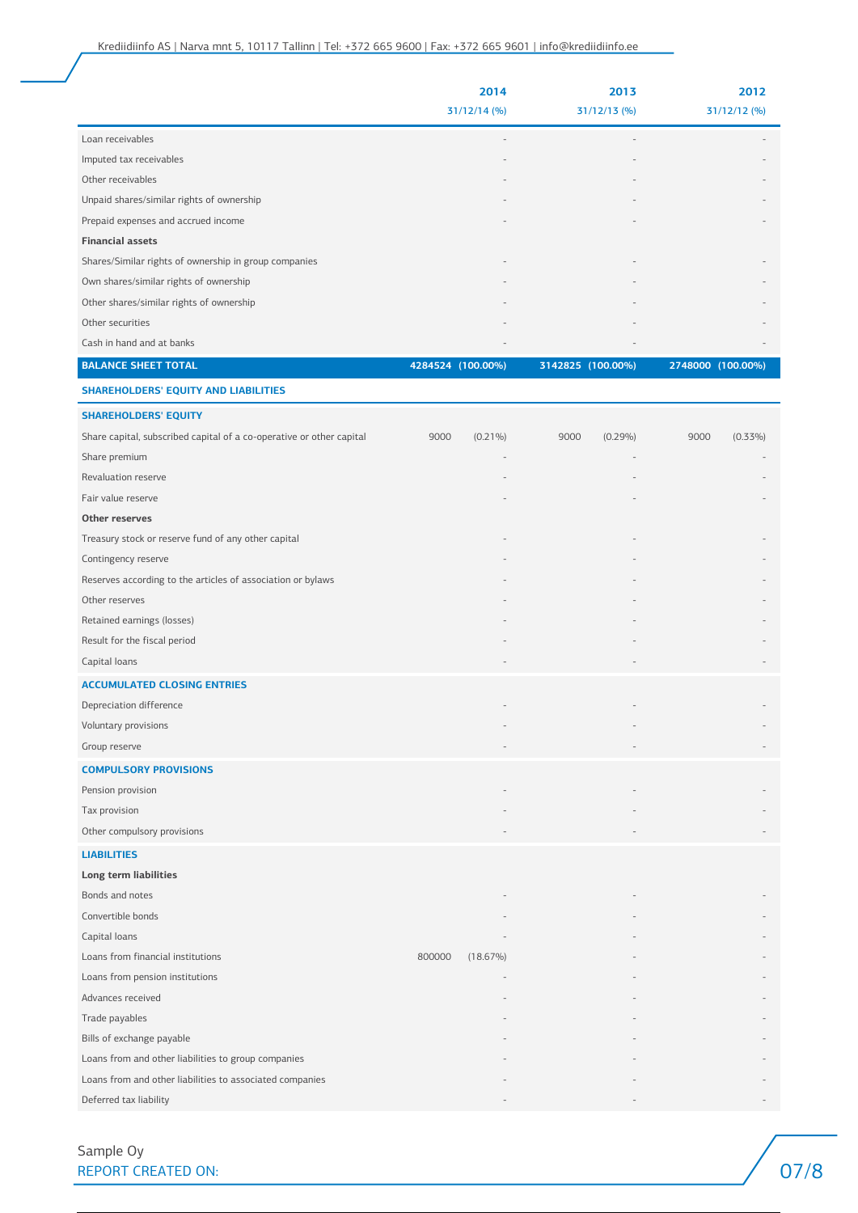| | 2014 31/12/14 (%) | 2013 31/12/13 (%) | 2012 31/12/12 (%) |
|---|---|---|---|
| Loan receivables | - | - | - |
| Imputed tax receivables | - | - | - |
| Other receivables | - | - | - |
| Unpaid shares/similar rights of ownership | - | - | - |
| Prepaid expenses and accrued income | - | - | - |
| **Financial assets** | | | |
| Shares/Similar rights of ownership in group companies | - | - | - |
| Own shares/similar rights of ownership | - | - | - |
| Other shares/similar rights of ownership | - | - | - |
| Other securities | - | - | - |
| Cash in hand and at banks | - | - | - |
| **BALANCE SHEET TOTAL** | **4284524 (100.00%)** | **3142825 (100.00%)** | **2748000 (100.00%)** |
| **SHAREHOLDERS' EQUITY AND LIABILITIES** | | | |
| **SHAREHOLDERS' EQUITY** | | | |
| Share capital, subscribed capital of a co-operative or other capital | 9000 (0.21%) | 9000 (0.29%) | 9000 (0.33%) |
| Share premium | - | - | - |
| Revaluation reserve | - | - | - |
| Fair value reserve | - | - | - |
| **Other reserves** | | | |
| Treasury stock or reserve fund of any other capital | - | - | - |
| Contingency reserve | - | - | - |
| Reserves according to the articles of association or bylaws | - | - | - |
| Other reserves | - | - | - |
| Retained earnings (losses) | - | - | - |
| Result for the fiscal period | - | - | - |
| Capital loans | - | - | - |
| **ACCUMULATED CLOSING ENTRIES** | | | |
| Depreciation difference | - | - | - |
| Voluntary provisions | - | - | - |
| Group reserve | - | - | - |
| **COMPULSORY PROVISIONS** | | | |
| Pension provision | - | - | - |
| Tax provision | - | - | - |
| Other compulsory provisions | - | - | - |
| **LIABILITIES** | | | |
| **Long term liabilities** | | | |
| Bonds and notes | - | - | - |
| Convertible bonds | - | - | - |
| Capital loans | - | - | - |
| Loans from financial institutions | 800000 (18.67%) | - | - |
| Loans from pension institutions | - | - | - |
| Advances received | - | - | - |
| Trade payables | - | - | - |
| Bills of exchange payable | - | - | - |
| Loans from and other liabilities to group companies | - | - | - |
| Loans from and other liabilities to associated companies | - | - | - |
| Deferred tax liability | - | - | - |

Sample Oy
REPORT CREATED ON: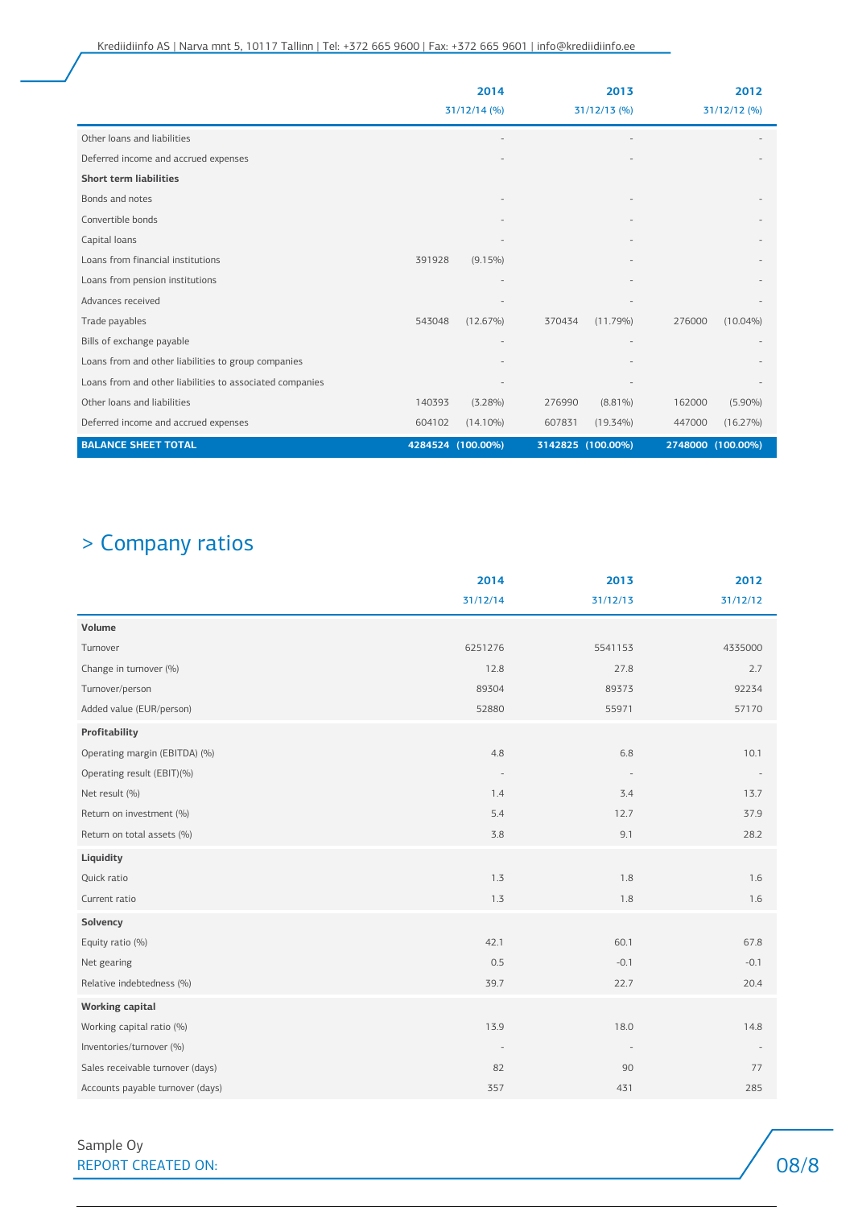| | 2014 | | 2013 | | 2012 | |
|---|---|---|---|---|---|---|
| | 31/12/14 (%) | | 31/12/13 (%) | | 31/12/12 (%) | |
| Other loans and liabilities | | - | | - | | - |
| Deferred income and accrued expenses | | - | | - | | - |
| **Short term liabilities** | | | | | | |
| Bonds and notes | | - | | - | | - |
| Convertible bonds | | - | | - | | - |
| Capital loans | | - | | - | | - |
| Loans from financial institutions | 391928 | (9.15%) | | - | | - |
| Loans from pension institutions | | - | | - | | - |
| Advances received | | - | | - | | - |
| Trade payables | 543048 | (12.67%) | 370434 | (11.79%) | 276000 | (10.04%) |
| Bills of exchange payable | | - | | - | | - |
| Loans from and other liabilities to group companies | | - | | - | | - |
| Loans from and other liabilities to associated companies | | - | | - | | - |
| Other loans and liabilities | 140393 | (3.28%) | 276990 | (8.81%) | 162000 | (5.90%) |
| Deferred income and accrued expenses | 604102 | (14.10%) | 607831 | (19.34%) | 447000 | (16.27%) |
| **BALANCE SHEET TOTAL** | **4284524** | **(100.00%)** | **3142825** | **(100.00%)** | **2748000** | **(100.00%)** |

## > Company ratios

| | 2014 | 2013 | 2012 |
|---|---|---|---|
| | 31/12/14 | 31/12/13 | 31/12/12 |
| **Volume** | | | |
| Turnover | 6251276 | 5541153 | 4335000 |
| Change in turnover (%) | 12.8 | 27.8 | 2.7 |
| Turnover/person | 89304 | 89373 | 92234 |
| Added value (EUR/person) | 52880 | 55971 | 57170 |
| **Profitability** | | | |
| Operating margin (EBITDA) (%) | 4.8 | 6.8 | 10.1 |
| Operating result (EBIT)(%) | - | - | - |
| Net result (%) | 1.4 | 3.4 | 13.7 |
| Return on investment (%) | 5.4 | 12.7 | 37.9 |
| Return on total assets (%) | 3.8 | 9.1 | 28.2 |
| **Liquidity** | | | |
| Quick ratio | 1.3 | 1.8 | 1.6 |
| Current ratio | 1.3 | 1.8 | 1.6 |
| **Solvency** | | | |
| Equity ratio (%) | 42.1 | 60.1 | 67.8 |
| Net gearing | 0.5 | -0.1 | -0.1 |
| Relative indebtedness (%) | 39.7 | 22.7 | 20.4 |
| **Working capital** | | | |
| Working capital ratio (%) | 13.9 | 18.0 | 14.8 |
| Inventories/turnover (%) | - | - | - |
| Sales receivable turnover (days) | 82 | 90 | 77 |
| Accounts payable turnover (days) | 357 | 431 | 285 |